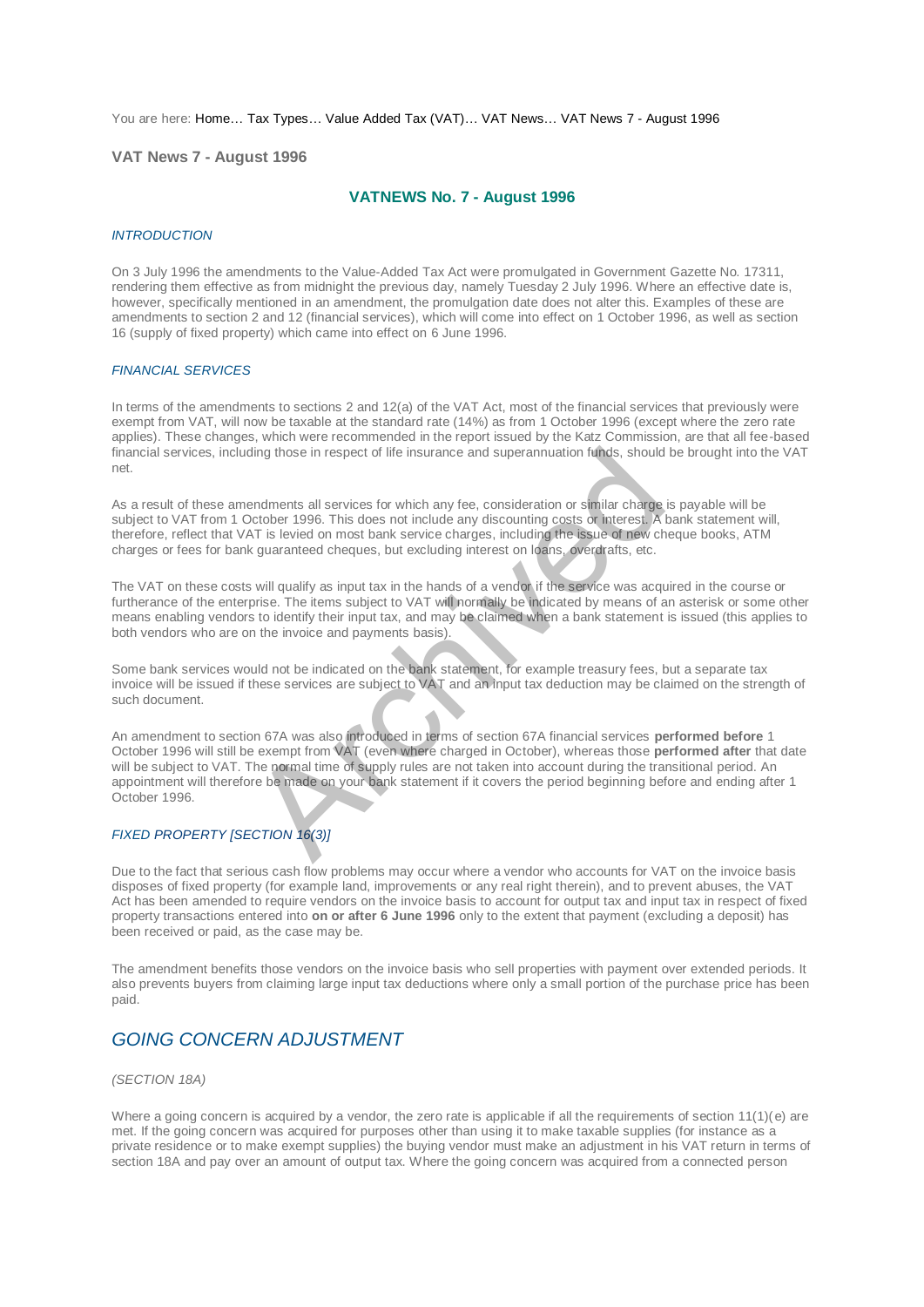You are here: Home… Tax Types… Value Added Tax (VAT)… VAT News… VAT News 7 - August 1996

## VAT News 7 - August 1996

### VATNEWS No. 7 - August 1996

*INTRODUCTION*

On 3 July 1996 the amendments to the Value-Added Tax Act were promulgated in Government Gazette No. 17311, rendering them effective as from midnight the previous day, namely Tuesday 2 July 1996. Where an effective date is, however, specifically mentioned in an amendment, the promulgation date does not alter this. Examples of these are amendments to section 2 and 12 (financial services), which will come into effect on 1 October 1996, as well as section 16 (supply of fixed property) which came into effect on 6 June 1996.

*FINANCIAL SERVICES*

In terms of the amendments to sections 2 and 12(a) of the VAT Act, most of the financial services that previously were exempt from VAT, will now be taxable at the standard rate (14%) as from 1 October 1996 (except where the zero rate applies). These changes, which were recommended in the report issued by the Katz Commission, are that all fee-based financial services, including those in respect of life insurance and superannuation funds, should be brought into the VAT net.

As a result of these amendments all services for which any fee, consideration or similar charge is payable will be subject to VAT from 1 October 1996. This does not include any discounting costs or interest. A bank statement will, therefore, reflect that VAT is levied on most bank service charges, including the issue of new cheque books, ATM charges or fees for bank guaranteed cheques, but excluding interest on loans, overdrafts, etc.

The VAT on these costs will qualify as input tax in the hands of a vendor if the service was acquired in the course or furtherance of the enterprise. The items subject to VAT will normally be indicated by means of an asterisk or some other means enabling vendors to identify their input tax, and may be claimed when a bank statement is issued (this applies to both vendors who are on the invoice and payments basis).

Some bank services would not be indicated on the bank statement, for example treasury fees, but a separate tax invoice will be issued if these services are subject to VAT and an input tax deduction may be claimed on the strength of such document.

An amendment to section 67A was also introduced in terms of section 67A financial services **performed before** 1 October 1996 will still be exempt from VAT (even where charged in October), whereas those **performed after** that date will be subject to VAT. The normal time of supply rules are not taken into account during the transitional period. An appointment will therefore be made on your bank statement if it covers the period beginning before and ending after 1 October 1996.

*FIXED PROPERTY [SECTION 16(3)]*

Due to the fact that serious cash flow problems may occur where a vendor who accounts for VAT on the invoice basis disposes of fixed property (for example land, improvements or any real right therein), and to prevent abuses, the VAT Act has been amended to require vendors on the invoice basis to account for output tax and input tax in respect of fixed property transactions entered into **on or after 6 June 1996** only to the extent that payment (excluding a deposit) has been received or paid, as the case may be.

The amendment benefits those vendors on the invoice basis who sell properties with payment over extended periods. It also prevents buyers from claiming large input tax deductions where only a small portion of the purchase price has been paid.

## *GOING CONCERN ADJUSTMENT*

*(SECTION 18A)*

Where a going concern is acquired by a vendor, the zero rate is applicable if all the requirements of section 11(1)(e) are met. If the going concern was acquired for purposes other than using it to make taxable supplies (for instance as a private residence or to make exempt supplies) the buying vendor must make an adjustment in his VAT return in terms of section 18A and pay over an amount of output tax. Where the going concern was acquired from a connected person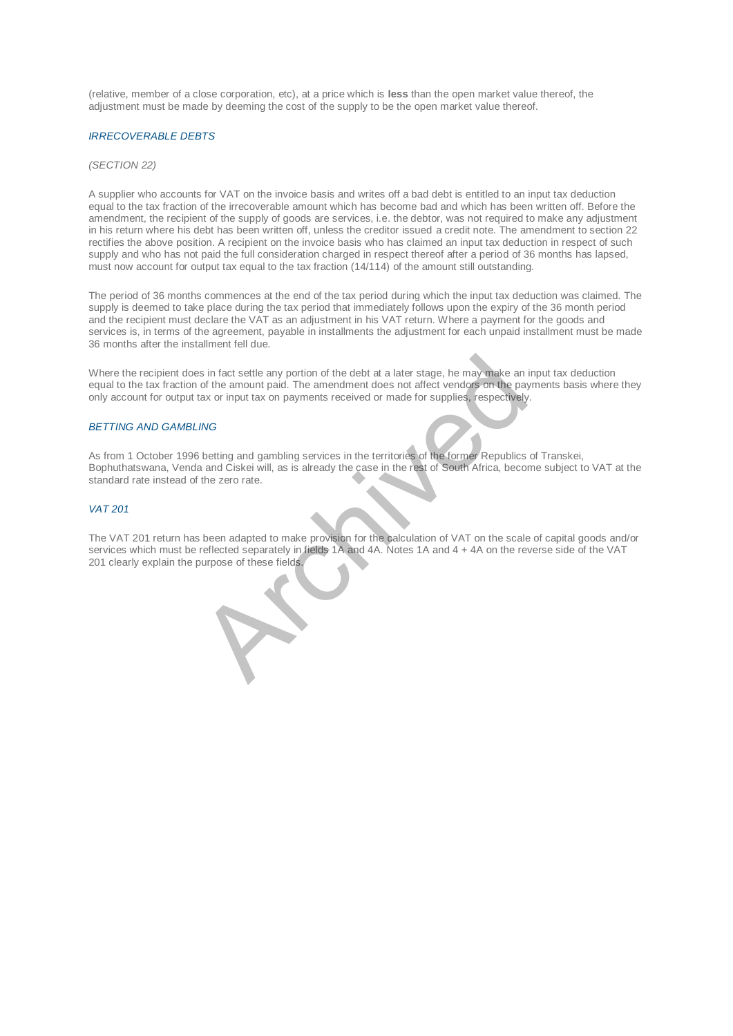(relative, member of a close corporation, etc), at a price which is **less** than the open market value thereof, the adjustment must be made by deeming the cost of the supply to be the open market value thereof.

### *IRRECOVERABLE DEBTS*

*(SECTION 22)*

A supplier who accounts for VAT on the invoice basis and writes off a bad debt is entitled to an input tax deduction equal to the tax fraction of the irrecoverable amount which has become bad and which has been written off. Before the amendment, the recipient of the supply of goods are services, i.e. the debtor, was not required to make any adjustment in his return where his debt has been written off, unless the creditor issued a credit note. The amendment to section 22 rectifies the above position. A recipient on the invoice basis who has claimed an input tax deduction in respect of such supply and who has not paid the full consideration charged in respect thereof after a period of 36 months has lapsed, must now account for output tax equal to the tax fraction (14/114) of the amount still outstanding.

The period of 36 months commences at the end of the tax period during which the input tax deduction was claimed. The supply is deemed to take place during the tax period that immediately follows upon the expiry of the 36 month period and the recipient must declare the VAT as an adjustment in his VAT return. Where a payment for the goods and services is, in terms of the agreement, payable in installments the adjustment for each unpaid installment must be made 36 months after the installment fell due.

Where the recipient does in fact settle any portion of the debt at a later stage, he may make an input tax deduction equal to the tax fraction of the amount paid. The amendment does not affect vendors on the payments basis where they only account for output tax or input tax on payments received or made for supplies, respectively.

### *BETTING AND GAMBLING*

As from 1 October 1996 betting and gambling services in the territories of the former Republics of Transkei, Bophuthatswana, Venda and Ciskei will, as is already the case in the rest of South Africa, become subject to VAT at the standard rate instead of the zero rate.

### *VAT 201*

The VAT 201 return has been adapted to make provision for the calculation of VAT on the scale of capital goods and/or services which must be reflected separately in fields 1A and 4A. Notes 1A and 4 + 4A on the reverse side of the VAT 201 clearly explain the purpose of these fields.